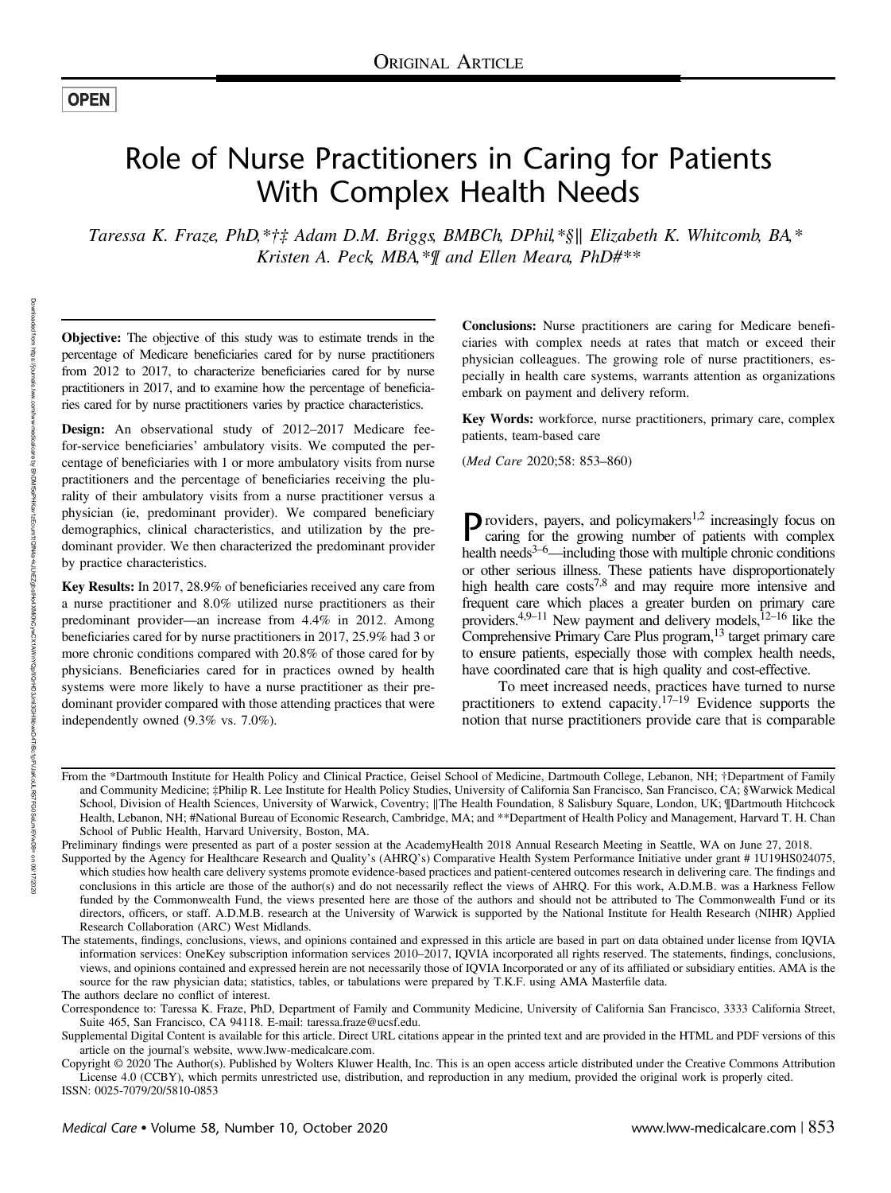ORIGINAL ARTICLE

OPEN

# Role of Nurse Practitioners in Caring for Patients With Complex Health Needs

*Taressa K. Fraze, PhD,\*†‡ Adam D.M. Briggs, BMBCh, DPhil,\*§‖ Elizabeth K. Whitcomb, BA,\* Kristen A. Peck, MBA,\*¶ and Ellen Meara, PhD#\*\**

**Objective:** The objective of this study was to estimate trends in the percentage of Medicare beneficiaries cared for by nurse practitioners from 2012 to 2017, to characterize beneficiaries cared for by nurse practitioners in 2017, and to examine how the percentage of beneficiaries cared for by nurse practitioners varies by practice characteristics.

**Design:** An observational study of 2012–2017 Medicare fee-for-service beneficiaries' ambulatory visits. We computed the percentage of beneficiaries with 1 or more ambulatory visits from nurse practitioners and the percentage of beneficiaries receiving the plurality of their ambulatory visits from a nurse practitioner versus a physician (ie, predominant provider). We compared beneficiary demographics, clinical characteristics, and utilization by the predominant provider. We then characterized the predominant provider by practice characteristics.

**Key Results:** In 2017, 28.9% of beneficiaries received any care from a nurse practitioner and 8.0% utilized nurse practitioners as their predominant provider—an increase from 4.4% in 2012. Among beneficiaries cared for by nurse practitioners in 2017, 25.9% had 3 or more chronic conditions compared with 20.8% of those cared for by physicians. Beneficiaries cared for in practices owned by health systems were more likely to have a nurse practitioner as their predominant provider compared with those attending practices that were independently owned (9.3% vs. 7.0%).

**Conclusions:** Nurse practitioners are caring for Medicare beneficiaries with complex needs at rates that match or exceed their physician colleagues. The growing role of nurse practitioners, especially in health care systems, warrants attention as organizations embark on payment and delivery reform.

**Key Words:** workforce, nurse practitioners, primary care, complex patients, team-based care

(*Med Care* 2020;58: 853–860)

Providers, payers, and policymakers[1,2] increasingly focus on caring for the growing number of patients with complex health needs[3–6]—including those with multiple chronic conditions or other serious illness. These patients have disproportionately high health care costs[7,8] and may require more intensive and frequent care which places a greater burden on primary care providers.[4,9–11] New payment and delivery models,[12–16] like the Comprehensive Primary Care Plus program,[13] target primary care to ensure patients, especially those with complex health needs, have coordinated care that is high quality and cost-effective.

To meet increased needs, practices have turned to nurse practitioners to extend capacity.[17–19] Evidence supports the notion that nurse practitioners provide care that is comparable

From the \*Dartmouth Institute for Health Policy and Clinical Practice, Geisel School of Medicine, Dartmouth College, Lebanon, NH; †Department of Family and Community Medicine; ‡Philip R. Lee Institute for Health Policy Studies, University of California San Francisco, San Francisco, CA; §Warwick Medical School, Division of Health Sciences, University of Warwick, Coventry; ‖The Health Foundation, 8 Salisbury Square, London, UK; ¶Dartmouth Hitchcock Health, Lebanon, NH; #National Bureau of Economic Research, Cambridge, MA; and \*\*Department of Health Policy and Management, Harvard T. H. Chan School of Public Health, Harvard University, Boston, MA.

Preliminary findings were presented as part of a poster session at the AcademyHealth 2018 Annual Research Meeting in Seattle, WA on June 27, 2018.

Supported by the Agency for Healthcare Research and Quality's (AHRQ's) Comparative Health System Performance Initiative under grant # 1U19HS024075, which studies how health care delivery systems promote evidence-based practices and patient-centered outcomes research in delivering care. The findings and conclusions in this article are those of the author(s) and do not necessarily reflect the views of AHRQ. For this work, A.D.M.B. was a Harkness Fellow funded by the Commonwealth Fund, the views presented here are those of the authors and should not be attributed to The Commonwealth Fund or its directors, officers, or staff. A.D.M.B. research at the University of Warwick is supported by the National Institute for Health Research (NIHR) Applied Research Collaboration (ARC) West Midlands.

The statements, findings, conclusions, views, and opinions contained and expressed in this article are based in part on data obtained under license from IQVIA information services: OneKey subscription information services 2010–2017, IQVIA incorporated all rights reserved. The statements, findings, conclusions, views, and opinions contained and expressed herein are not necessarily those of IQVIA Incorporated or any of its affiliated or subsidiary entities. AMA is the source for the raw physician data; statistics, tables, or tabulations were prepared by T.K.F. using AMA Masterfile data.

The authors declare no conflict of interest.

Correspondence to: Taressa K. Fraze, PhD, Department of Family and Community Medicine, University of California San Francisco, 3333 California Street, Suite 465, San Francisco, CA 94118. E-mail: taressa.fraze@ucsf.edu.

Supplemental Digital Content is available for this article. Direct URL citations appear in the printed text and are provided in the HTML and PDF versions of this article on the journal's website, www.lww-medicalcare.com.

Copyright © 2020 The Author(s). Published by Wolters Kluwer Health, Inc. This is an open access article distributed under the Creative Commons Attribution License 4.0 (CCBY), which permits unrestricted use, distribution, and reproduction in any medium, provided the original work is properly cited.

ISSN: 0025-7079/20/5810-0853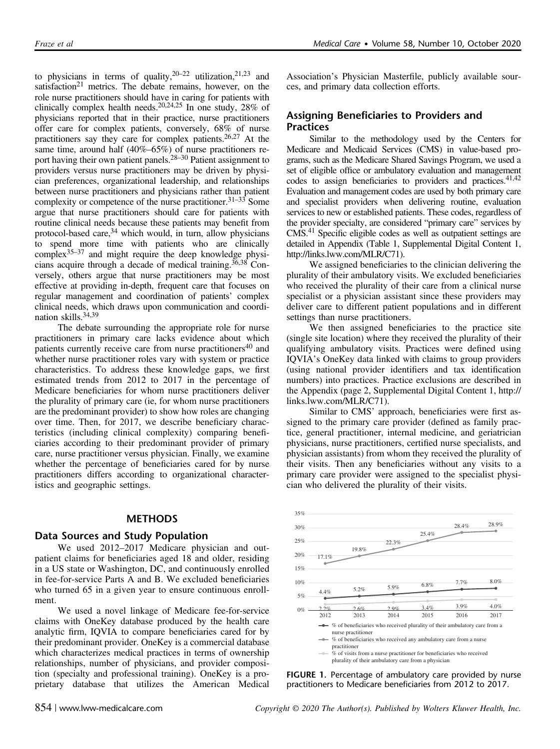to physicians in terms of quality,[20–22] utilization,[21,23] and satisfaction[21] metrics. The debate remains, however, on the role nurse practitioners should have in caring for patients with clinically complex health needs.[20,24,25] In one study, 28% of physicians reported that in their practice, nurse practitioners offer care for complex patients, conversely, 68% of nurse practitioners say they care for complex patients.[26,27] At the same time, around half (40%–65%) of nurse practitioners report having their own patient panels.[28–30] Patient assignment to providers versus nurse practitioners may be driven by physician preferences, organizational leadership, and relationships between nurse practitioners and physicians rather than patient complexity or competence of the nurse practitioner.[31–33] Some argue that nurse practitioners should care for patients with routine clinical needs because these patients may benefit from protocol-based care,[34] which would, in turn, allow physicians to spend more time with patients who are clinically complex[35–37] and might require the deep knowledge physicians acquire through a decade of medical training.[36,38] Conversely, others argue that nurse practitioners may be most effective at providing in-depth, frequent care that focuses on regular management and coordination of patients' complex clinical needs, which draws upon communication and coordination skills.[34,39]

The debate surrounding the appropriate role for nurse practitioners in primary care lacks evidence about which patients currently receive care from nurse practitioners[40] and whether nurse practitioner roles vary with system or practice characteristics. To address these knowledge gaps, we first estimated trends from 2012 to 2017 in the percentage of Medicare beneficiaries for whom nurse practitioners deliver the plurality of primary care (ie, for whom nurse practitioners are the predominant provider) to show how roles are changing over time. Then, for 2017, we describe beneficiary characteristics (including clinical complexity) comparing beneficiaries according to their predominant provider of primary care, nurse practitioner versus physician. Finally, we examine whether the percentage of beneficiaries cared for by nurse practitioners differs according to organizational characteristics and geographic settings.

## METHODS

### Data Sources and Study Population

We used 2012–2017 Medicare physician and outpatient claims for beneficiaries aged 18 and older, residing in a US state or Washington, DC, and continuously enrolled in fee-for-service Parts A and B. We excluded beneficiaries who turned 65 in a given year to ensure continuous enrollment.

We used a novel linkage of Medicare fee-for-service claims with OneKey database produced by the health care analytic firm, IQVIA to compare beneficiaries cared for by their predominant provider. OneKey is a commercial database which characterizes medical practices in terms of ownership relationships, number of physicians, and provider composition (specialty and professional training). OneKey is a proprietary database that utilizes the American Medical Association's Physician Masterfile, publicly available sources, and primary data collection efforts.

### Assigning Beneficiaries to Providers and Practices

Similar to the methodology used by the Centers for Medicare and Medicaid Services (CMS) in value-based programs, such as the Medicare Shared Savings Program, we used a set of eligible office or ambulatory evaluation and management codes to assign beneficiaries to providers and practices.[41,42] Evaluation and management codes are used by both primary care and specialist providers when delivering routine, evaluation services to new or established patients. These codes, regardless of the provider specialty, are considered "primary care" services by CMS.[41] Specific eligible codes as well as outpatient settings are detailed in Appendix (Table 1, Supplemental Digital Content 1, http://links.lww.com/MLR/C71).

We assigned beneficiaries to the clinician delivering the plurality of their ambulatory visits. We excluded beneficiaries who received the plurality of their care from a clinical nurse specialist or a physician assistant since these providers may deliver care to different patient populations and in different settings than nurse practitioners.

We then assigned beneficiaries to the practice site (single site location) where they received the plurality of their qualifying ambulatory visits. Practices were defined using IQVIA's OneKey data linked with claims to group providers (using national provider identifiers and tax identification numbers) into practices. Practice exclusions are described in the Appendix (page 2, Supplemental Digital Content 1, http://links.lww.com/MLR/C71).

Similar to CMS' approach, beneficiaries were first assigned to the primary care provider (defined as family practice, general practitioner, internal medicine, and geriatrician physicians, nurse practitioners, certified nurse specialists, and physician assistants) from whom they received the plurality of their visits. Then any beneficiaries without any visits to a primary care provider were assigned to the specialist physician who delivered the plurality of their visits.

| Year | % of beneficiaries who received plurality of their ambulatory care from a nurse practitioner | % of beneficiaries who received any ambulatory care from a nurse practitioner | % of visits from a nurse practitioner for beneficiaries who received plurality of their ambulatory care from a physician |
|---|---|---|---|
| 2012 | 4.4% | 17.1% | 2.2% |
| 2013 | 5.2% | 19.8% | 2.6% |
| 2014 | 5.9% | 22.3% | 2.9% |
| 2015 | 6.8% | 25.4% | 3.4% |
| 2016 | 7.7% | 28.4% | 3.9% |
| 2017 | 8.0% | 28.9% | 4.0% |

**FIGURE 1.** Percentage of ambulatory care provided by nurse practitioners to Medicare beneficiaries from 2012 to 2017.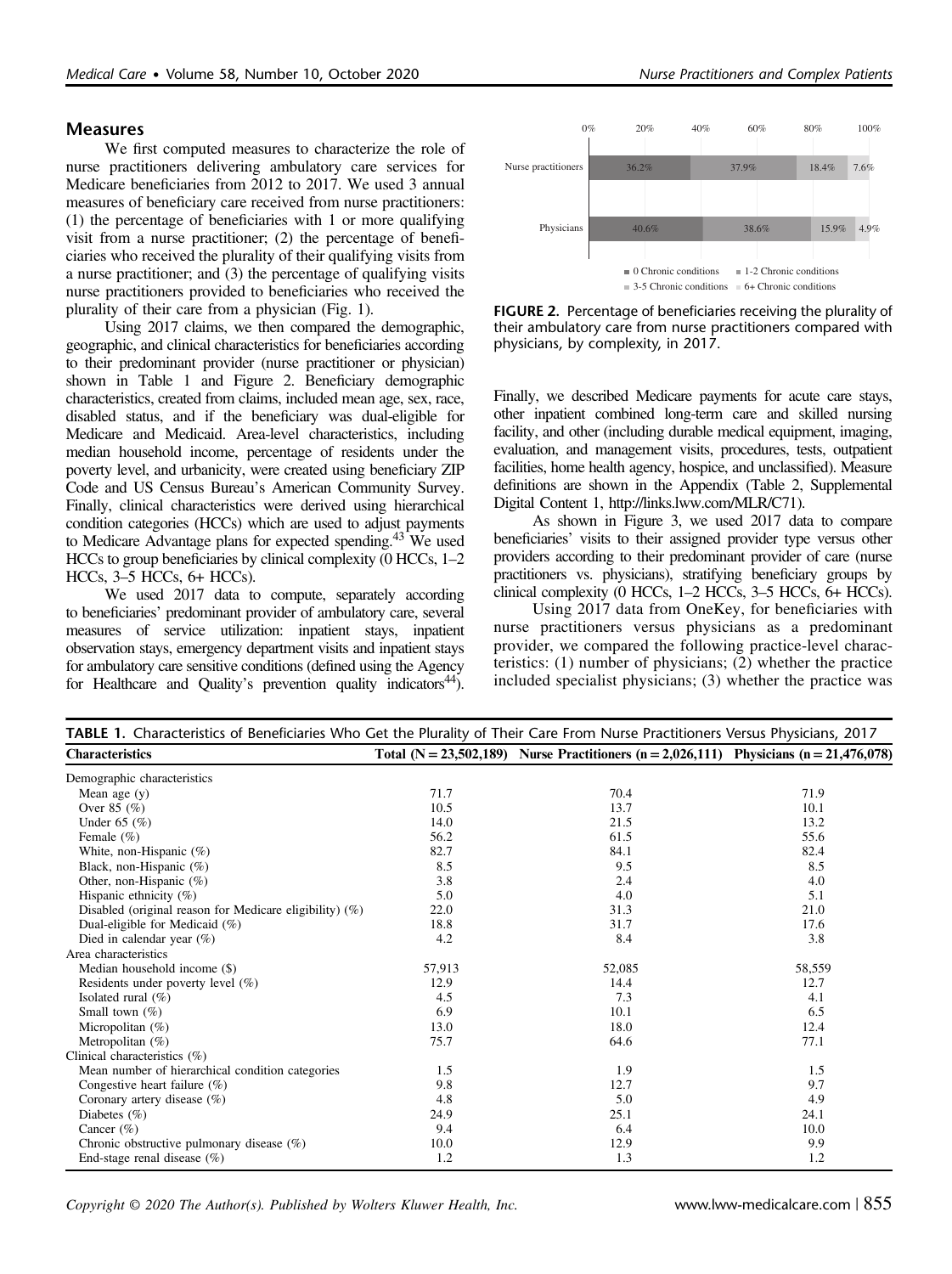## Measures

We first computed measures to characterize the role of nurse practitioners delivering ambulatory care services for Medicare beneficiaries from 2012 to 2017. We used 3 annual measures of beneficiary care received from nurse practitioners: (1) the percentage of beneficiaries with 1 or more qualifying visit from a nurse practitioner; (2) the percentage of beneficiaries who received the plurality of their qualifying visits from a nurse practitioner; and (3) the percentage of qualifying visits nurse practitioners provided to beneficiaries who received the plurality of their care from a physician (Fig. 1).

Using 2017 claims, we then compared the demographic, geographic, and clinical characteristics for beneficiaries according to their predominant provider (nurse practitioner or physician) shown in Table 1 and Figure 2. Beneficiary demographic characteristics, created from claims, included mean age, sex, race, disabled status, and if the beneficiary was dual-eligible for Medicare and Medicaid. Area-level characteristics, including median household income, percentage of residents under the poverty level, and urbanicity, were created using beneficiary ZIP Code and US Census Bureau's American Community Survey. Finally, clinical characteristics were derived using hierarchical condition categories (HCCs) which are used to adjust payments to Medicare Advantage plans for expected spending.[43] We used HCCs to group beneficiaries by clinical complexity (0 HCCs, 1–2 HCCs, 3–5 HCCs, 6+ HCCs).

We used 2017 data to compute, separately according to beneficiaries' predominant provider of ambulatory care, several measures of service utilization: inpatient stays, inpatient observation stays, emergency department visits and inpatient stays for ambulatory care sensitive conditions (defined using the Agency for Healthcare and Quality's prevention quality indicators[44]). Finally, we described Medicare payments for acute care stays, other inpatient combined long-term care and skilled nursing facility, and other (including durable medical equipment, imaging, evaluation, and management visits, procedures, tests, outpatient facilities, home health agency, hospice, and unclassified). Measure definitions are shown in the Appendix (Table 2, Supplemental Digital Content 1, http://links.lww.com/MLR/C71).

As shown in Figure 3, we used 2017 data to compare beneficiaries' visits to their assigned provider type versus other providers according to their predominant provider of care (nurse practitioners vs. physicians), stratifying beneficiary groups by clinical complexity (0 HCCs, 1–2 HCCs, 3–5 HCCs, 6+ HCCs).

Using 2017 data from OneKey, for beneficiaries with nurse practitioners versus physicians as a predominant provider, we compared the following practice-level characteristics: (1) number of physicians; (2) whether the practice included specialist physicians; (3) whether the practice was

| | 0 Chronic conditions | 1-2 Chronic conditions | 3-5 Chronic conditions | 6+ Chronic conditions |
|---|---|---|---|---|
| Nurse practitioners | 36.2% | 37.9% | 18.4% | 7.6% |
| Physicians | 40.6% | 38.6% | 15.9% | 4.9% |

**FIGURE 2.** Percentage of beneficiaries receiving the plurality of their ambulatory care from nurse practitioners compared with physicians, by complexity, in 2017.

**TABLE 1.** Characteristics of Beneficiaries Who Get the Plurality of Their Care From Nurse Practitioners Versus Physicians, 2017

| Characteristics | Total (N = 23,502,189) | Nurse Practitioners (n = 2,026,111) | Physicians (n = 21,476,078) |
|---|---|---|---|
| Demographic characteristics | | | |
| Mean age (y) | 71.7 | 70.4 | 71.9 |
| Over 85 (%) | 10.5 | 13.7 | 10.1 |
| Under 65 (%) | 14.0 | 21.5 | 13.2 |
| Female (%) | 56.2 | 61.5 | 55.6 |
| White, non-Hispanic (%) | 82.7 | 84.1 | 82.4 |
| Black, non-Hispanic (%) | 8.5 | 9.5 | 8.5 |
| Other, non-Hispanic (%) | 3.8 | 2.4 | 4.0 |
| Hispanic ethnicity (%) | 5.0 | 4.0 | 5.1 |
| Disabled (original reason for Medicare eligibility) (%) | 22.0 | 31.3 | 21.0 |
| Dual-eligible for Medicaid (%) | 18.8 | 31.7 | 17.6 |
| Died in calendar year (%) | 4.2 | 8.4 | 3.8 |
| Area characteristics | | | |
| Median household income ($) | 57,913 | 52,085 | 58,559 |
| Residents under poverty level (%) | 12.9 | 14.4 | 12.7 |
| Isolated rural (%) | 4.5 | 7.3 | 4.1 |
| Small town (%) | 6.9 | 10.1 | 6.5 |
| Micropolitan (%) | 13.0 | 18.0 | 12.4 |
| Metropolitan (%) | 75.7 | 64.6 | 77.1 |
| Clinical characteristics (%) | | | |
| Mean number of hierarchical condition categories | 1.5 | 1.9 | 1.5 |
| Congestive heart failure (%) | 9.8 | 12.7 | 9.7 |
| Coronary artery disease (%) | 4.8 | 5.0 | 4.9 |
| Diabetes (%) | 24.9 | 25.1 | 24.1 |
| Cancer (%) | 9.4 | 6.4 | 10.0 |
| Chronic obstructive pulmonary disease (%) | 10.0 | 12.9 | 9.9 |
| End-stage renal disease (%) | 1.2 | 1.3 | 1.2 |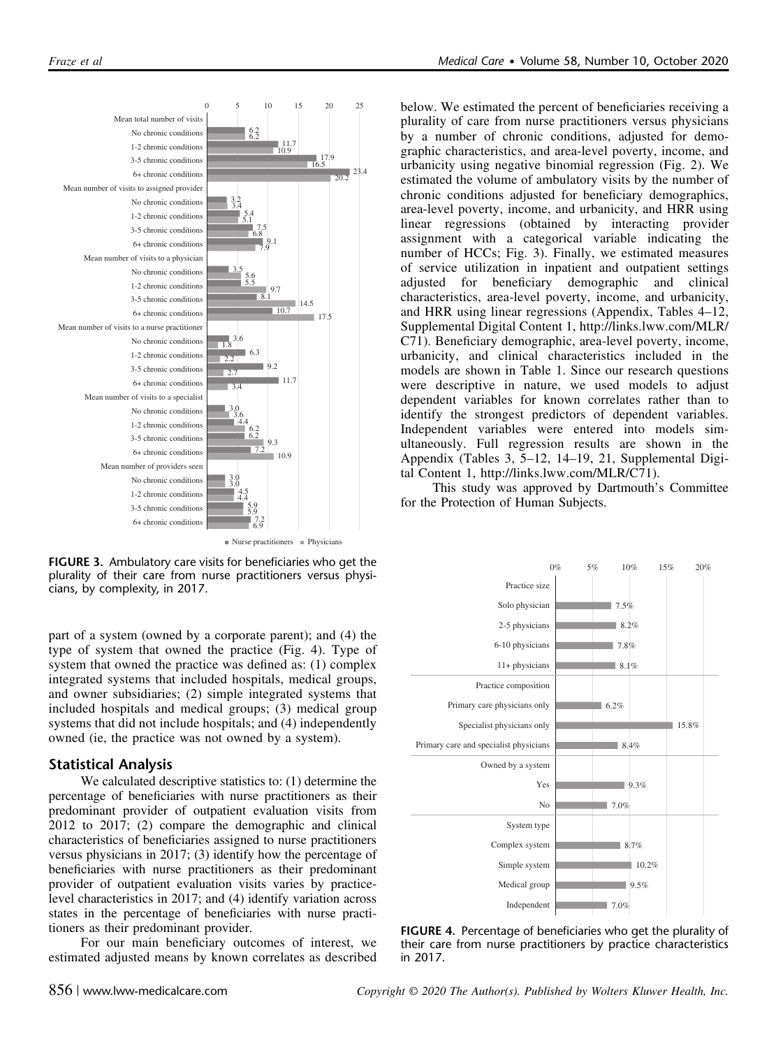| | Nurse practitioners | Physicians |
|---|---|---|
| **Mean total number of visits** | | |
| No chronic conditions | 6.2 | 6.2 |
| 1-2 chronic conditions | 11.7 | 10.9 |
| 3-5 chronic conditions | 17.9 | 16.5 |
| 6+ chronic conditions | 23.4 | 20.2 |
| **Mean number of visits to assigned provider** | | |
| No chronic conditions | 3.2 | 3.4 |
| 1-2 chronic conditions | 5.4 | 5.1 |
| 3-5 chronic conditions | 7.5 | 6.8 |
| 6+ chronic conditions | 9.1 | 7.9 |
| **Mean number of visits to a physician** | | |
| No chronic conditions | 3.5 | 5.6 |
| 1-2 chronic conditions | 5.5 | 9.7 |
| 3-5 chronic conditions | 8.1 | 14.5 |
| 6+ chronic conditions | 10.7 | 17.5 |
| **Mean number of visits to a nurse practitioner** | | |
| No chronic conditions | 3.6 | 1.8 |
| 1-2 chronic conditions | 6.3 | 2.2 |
| 3-5 chronic conditions | 9.2 | 2.7 |
| 6+ chronic conditions | 11.7 | 3.4 |
| **Mean number of visits to a specialist** | | |
| No chronic conditions | 3.0 | 3.6 |
| 1-2 chronic conditions | 4.4 | 6.2 |
| 3-5 chronic conditions | 6.2 | 9.3 |
| 6+ chronic conditions | 7.2 | 10.9 |
| **Mean number of providers seen** | | |
| No chronic conditions | 3.0 | 3.0 |
| 1-2 chronic conditions | 4.5 | 4.4 |
| 3-5 chronic conditions | 5.9 | 5.9 |
| 6+ chronic conditions | 7.2 | 6.9 |

**FIGURE 3.** Ambulatory care visits for beneficiaries who get the plurality of their care from nurse practitioners versus physicians, by complexity, in 2017.

part of a system (owned by a corporate parent); and (4) the type of system that owned the practice (Fig. 4). Type of system that owned the practice was defined as: (1) complex integrated systems that included hospitals, medical groups, and owner subsidiaries; (2) simple integrated systems that included hospitals and medical groups; (3) medical group systems that did not include hospitals; and (4) independently owned (ie, the practice was not owned by a system).

## Statistical Analysis

We calculated descriptive statistics to: (1) determine the percentage of beneficiaries with nurse practitioners as their predominant provider of outpatient evaluation visits from 2012 to 2017; (2) compare the demographic and clinical characteristics of beneficiaries assigned to nurse practitioners versus physicians in 2017; (3) identify how the percentage of beneficiaries with nurse practitioners as their predominant provider of outpatient evaluation visits varies by practice-level characteristics in 2017; and (4) identify variation across states in the percentage of beneficiaries with nurse practitioners as their predominant provider.

For our main beneficiary outcomes of interest, we estimated adjusted means by known correlates as described below. We estimated the percent of beneficiaries receiving a plurality of care from nurse practitioners versus physicians by a number of chronic conditions, adjusted for demographic characteristics, and area-level poverty, income, and urbanicity using negative binomial regression (Fig. 2). We estimated the volume of ambulatory visits by the number of chronic conditions adjusted for beneficiary demographics, area-level poverty, income, and urbanicity, and HRR using linear regressions (obtained by interacting provider assignment with a categorical variable indicating the number of HCCs; Fig. 3). Finally, we estimated measures of service utilization in inpatient and outpatient settings adjusted for beneficiary demographic and clinical characteristics, area-level poverty, income, and urbanicity, and HRR using linear regressions (Appendix, Tables 4–12, Supplemental Digital Content 1, http://links.lww.com/MLR/C71). Beneficiary demographic, area-level poverty, income, urbanicity, and clinical characteristics included in the models are shown in Table 1. Since our research questions were descriptive in nature, we used models to adjust dependent variables for known correlates rather than to identify the strongest predictors of dependent variables. Independent variables were entered into models simultaneously. Full regression results are shown in the Appendix (Tables 3, 5–12, 14–19, 21, Supplemental Digital Content 1, http://links.lww.com/MLR/C71).

This study was approved by Dartmouth's Committee for the Protection of Human Subjects.

| | % |
|---|---|
| **Practice size** | |
| Solo physician | 7.5% |
| 2-5 physicians | 8.2% |
| 6-10 physicians | 7.8% |
| 11+ physicians | 8.1% |
| **Practice composition** | |
| Primary care physicians only | 6.2% |
| Specialist physicians only | 15.8% |
| Primary care and specialist physicians | 8.4% |
| **Owned by a system** | |
| Yes | 9.3% |
| No | 7.0% |
| **System type** | |
| Complex system | 8.7% |
| Simple system | 10.2% |
| Medical group | 9.5% |
| Independent | 7.0% |

**FIGURE 4.** Percentage of beneficiaries who get the plurality of their care from nurse practitioners by practice characteristics in 2017.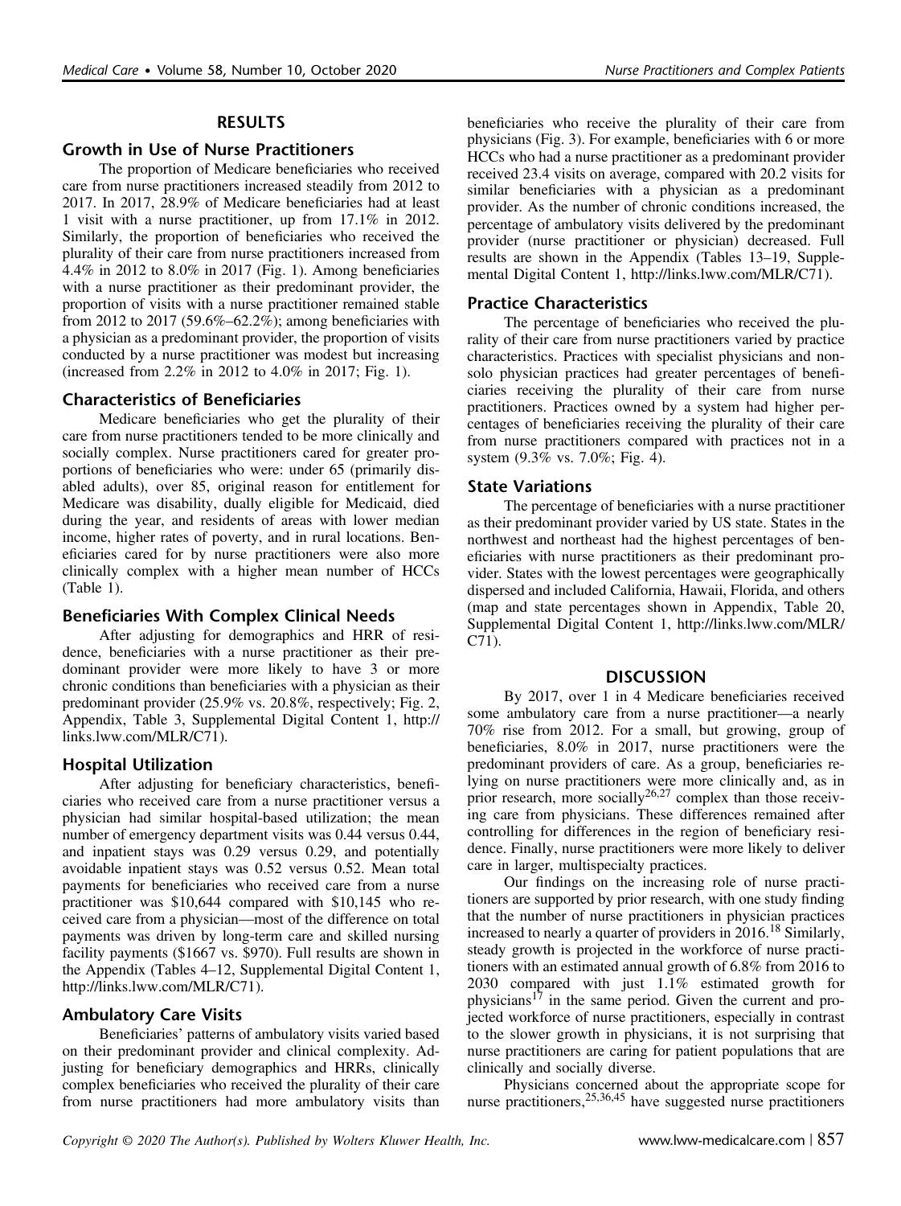## RESULTS

### Growth in Use of Nurse Practitioners

The proportion of Medicare beneficiaries who received care from nurse practitioners increased steadily from 2012 to 2017. In 2017, 28.9% of Medicare beneficiaries had at least 1 visit with a nurse practitioner, up from 17.1% in 2012. Similarly, the proportion of beneficiaries who received the plurality of their care from nurse practitioners increased from 4.4% in 2012 to 8.0% in 2017 (Fig. 1). Among beneficiaries with a nurse practitioner as their predominant provider, the proportion of visits with a nurse practitioner remained stable from 2012 to 2017 (59.6%–62.2%); among beneficiaries with a physician as a predominant provider, the proportion of visits conducted by a nurse practitioner was modest but increasing (increased from 2.2% in 2012 to 4.0% in 2017; Fig. 1).

### Characteristics of Beneficiaries

Medicare beneficiaries who get the plurality of their care from nurse practitioners tended to be more clinically and socially complex. Nurse practitioners cared for greater proportions of beneficiaries who were: under 65 (primarily disabled adults), over 85, original reason for entitlement for Medicare was disability, dually eligible for Medicaid, died during the year, and residents of areas with lower median income, higher rates of poverty, and in rural locations. Beneficiaries cared for by nurse practitioners were also more clinically complex with a higher mean number of HCCs (Table 1).

### Beneficiaries With Complex Clinical Needs

After adjusting for demographics and HRR of residence, beneficiaries with a nurse practitioner as their predominant provider were more likely to have 3 or more chronic conditions than beneficiaries with a physician as their predominant provider (25.9% vs. 20.8%, respectively; Fig. 2, Appendix, Table 3, Supplemental Digital Content 1, http://links.lww.com/MLR/C71).

### Hospital Utilization

After adjusting for beneficiary characteristics, beneficiaries who received care from a nurse practitioner versus a physician had similar hospital-based utilization; the mean number of emergency department visits was 0.44 versus 0.44, and inpatient stays was 0.29 versus 0.29, and potentially avoidable inpatient stays was 0.52 versus 0.52. Mean total payments for beneficiaries who received care from a nurse practitioner was $10,644 compared with $10,145 who received care from a physician—most of the difference on total payments was driven by long-term care and skilled nursing facility payments ($1667 vs. $970). Full results are shown in the Appendix (Tables 4–12, Supplemental Digital Content 1, http://links.lww.com/MLR/C71).

### Ambulatory Care Visits

Beneficiaries' patterns of ambulatory visits varied based on their predominant provider and clinical complexity. Adjusting for beneficiary demographics and HRRs, clinically complex beneficiaries who received the plurality of their care from nurse practitioners had more ambulatory visits than beneficiaries who receive the plurality of their care from physicians (Fig. 3). For example, beneficiaries with 6 or more HCCs who had a nurse practitioner as a predominant provider received 23.4 visits on average, compared with 20.2 visits for similar beneficiaries with a physician as a predominant provider. As the number of chronic conditions increased, the percentage of ambulatory visits delivered by the predominant provider (nurse practitioner or physician) decreased. Full results are shown in the Appendix (Tables 13–19, Supplemental Digital Content 1, http://links.lww.com/MLR/C71).

### Practice Characteristics

The percentage of beneficiaries who received the plurality of their care from nurse practitioners varied by practice characteristics. Practices with specialist physicians and nonsolo physician practices had greater percentages of beneficiaries receiving the plurality of their care from nurse practitioners. Practices owned by a system had higher percentages of beneficiaries receiving the plurality of their care from nurse practitioners compared with practices not in a system (9.3% vs. 7.0%; Fig. 4).

### State Variations

The percentage of beneficiaries with a nurse practitioner as their predominant provider varied by US state. States in the northwest and northeast had the highest percentages of beneficiaries with nurse practitioners as their predominant provider. States with the lowest percentages were geographically dispersed and included California, Hawaii, Florida, and others (map and state percentages shown in Appendix, Table 20, Supplemental Digital Content 1, http://links.lww.com/MLR/C71).

## DISCUSSION

By 2017, over 1 in 4 Medicare beneficiaries received some ambulatory care from a nurse practitioner—a nearly 70% rise from 2012. For a small, but growing, group of beneficiaries, 8.0% in 2017, nurse practitioners were the predominant providers of care. As a group, beneficiaries relying on nurse practitioners were more clinically and, as in prior research, more socially[26,27] complex than those receiving care from physicians. These differences remained after controlling for differences in the region of beneficiary residence. Finally, nurse practitioners were more likely to deliver care in larger, multispecialty practices.

Our findings on the increasing role of nurse practitioners are supported by prior research, with one study finding that the number of nurse practitioners in physician practices increased to nearly a quarter of providers in 2016.[18] Similarly, steady growth is projected in the workforce of nurse practitioners with an estimated annual growth of 6.8% from 2016 to 2030 compared with just 1.1% estimated growth for physicians[17] in the same period. Given the current and projected workforce of nurse practitioners, especially in contrast to the slower growth in physicians, it is not surprising that nurse practitioners are caring for patient populations that are clinically and socially diverse.

Physicians concerned about the appropriate scope for nurse practitioners,[25,36,45] have suggested nurse practitioners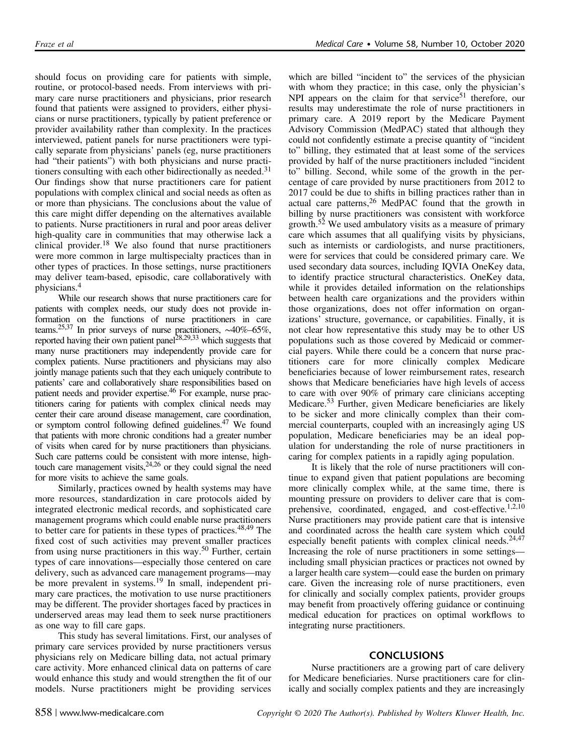should focus on providing care for patients with simple, routine, or protocol-based needs. From interviews with primary care nurse practitioners and physicians, prior research found that patients were assigned to providers, either physicians or nurse practitioners, typically by patient preference or provider availability rather than complexity. In the practices interviewed, patient panels for nurse practitioners were typically separate from physicians' panels (eg, nurse practitioners had "their patients") with both physicians and nurse practitioners consulting with each other bidirectionally as needed.[31] Our findings show that nurse practitioners care for patient populations with complex clinical and social needs as often as or more than physicians. The conclusions about the value of this care might differ depending on the alternatives available to patients. Nurse practitioners in rural and poor areas deliver high-quality care in communities that may otherwise lack a clinical provider.[18] We also found that nurse practitioners were more common in large multispecialty practices than in other types of practices. In those settings, nurse practitioners may deliver team-based, episodic, care collaboratively with physicians.[4]

While our research shows that nurse practitioners care for patients with complex needs, our study does not provide information on the functions of nurse practitioners in care teams.[25,37] In prior surveys of nurse practitioners, ~40%–65%, reported having their own patient panel[28,29,33] which suggests that many nurse practitioners may independently provide care for complex patients. Nurse practitioners and physicians may also jointly manage patients such that they each uniquely contribute to patients' care and collaboratively share responsibilities based on patient needs and provider expertise.[46] For example, nurse practitioners caring for patients with complex clinical needs may center their care around disease management, care coordination, or symptom control following defined guidelines.[47] We found that patients with more chronic conditions had a greater number of visits when cared for by nurse practitioners than physicians. Such care patterns could be consistent with more intense, high-touch care management visits,[24,26] or they could signal the need for more visits to achieve the same goals.

Similarly, practices owned by health systems may have more resources, standardization in care protocols aided by integrated electronic medical records, and sophisticated care management programs which could enable nurse practitioners to better care for patients in these types of practices.[48,49] The fixed cost of such activities may prevent smaller practices from using nurse practitioners in this way.[50] Further, certain types of care innovations—especially those centered on care delivery, such as advanced care management programs—may be more prevalent in systems.[19] In small, independent primary care practices, the motivation to use nurse practitioners may be different. The provider shortages faced by practices in underserved areas may lead them to seek nurse practitioners as one way to fill care gaps.

This study has several limitations. First, our analyses of primary care services provided by nurse practitioners versus physicians rely on Medicare billing data, not actual primary care activity. More enhanced clinical data on patterns of care would enhance this study and would strengthen the fit of our models. Nurse practitioners might be providing services which are billed "incident to" the services of the physician with whom they practice; in this case, only the physician's NPI appears on the claim for that service[51] therefore, our results may underestimate the role of nurse practitioners in primary care. A 2019 report by the Medicare Payment Advisory Commission (MedPAC) stated that although they could not confidently estimate a precise quantity of "incident to" billing, they estimated that at least some of the services provided by half of the nurse practitioners included "incident to" billing. Second, while some of the growth in the percentage of care provided by nurse practitioners from 2012 to 2017 could be due to shifts in billing practices rather than in actual care patterns,[26] MedPAC found that the growth in billing by nurse practitioners was consistent with workforce growth.[52] We used ambulatory visits as a measure of primary care which assumes that all qualifying visits by physicians, such as internists or cardiologists, and nurse practitioners, were for services that could be considered primary care. We used secondary data sources, including IQVIA OneKey data, to identify practice structural characteristics. OneKey data, while it provides detailed information on the relationships between health care organizations and the providers within those organizations, does not offer information on organizations' structure, governance, or capabilities. Finally, it is not clear how representative this study may be to other US populations such as those covered by Medicaid or commercial payers. While there could be a concern that nurse practitioners care for more clinically complex Medicare beneficiaries because of lower reimbursement rates, research shows that Medicare beneficiaries have high levels of access to care with over 90% of primary care clinicians accepting Medicare.[53] Further, given Medicare beneficiaries are likely to be sicker and more clinically complex than their commercial counterparts, coupled with an increasingly aging US population, Medicare beneficiaries may be an ideal population for understanding the role of nurse practitioners in caring for complex patients in a rapidly aging population.

It is likely that the role of nurse practitioners will continue to expand given that patient populations are becoming more clinically complex while, at the same time, there is mounting pressure on providers to deliver care that is comprehensive, coordinated, engaged, and cost-effective.[1,2,10] Nurse practitioners may provide patient care that is intensive and coordinated across the health care system which could especially benefit patients with complex clinical needs.[24,47] Increasing the role of nurse practitioners in some settings—including small physician practices or practices not owned by a larger health care system—could ease the burden on primary care. Given the increasing role of nurse practitioners, even for clinically and socially complex patients, provider groups may benefit from proactively offering guidance or continuing medical education for practices on optimal workflows to integrating nurse practitioners.

## CONCLUSIONS

Nurse practitioners are a growing part of care delivery for Medicare beneficiaries. Nurse practitioners care for clinically and socially complex patients and they are increasingly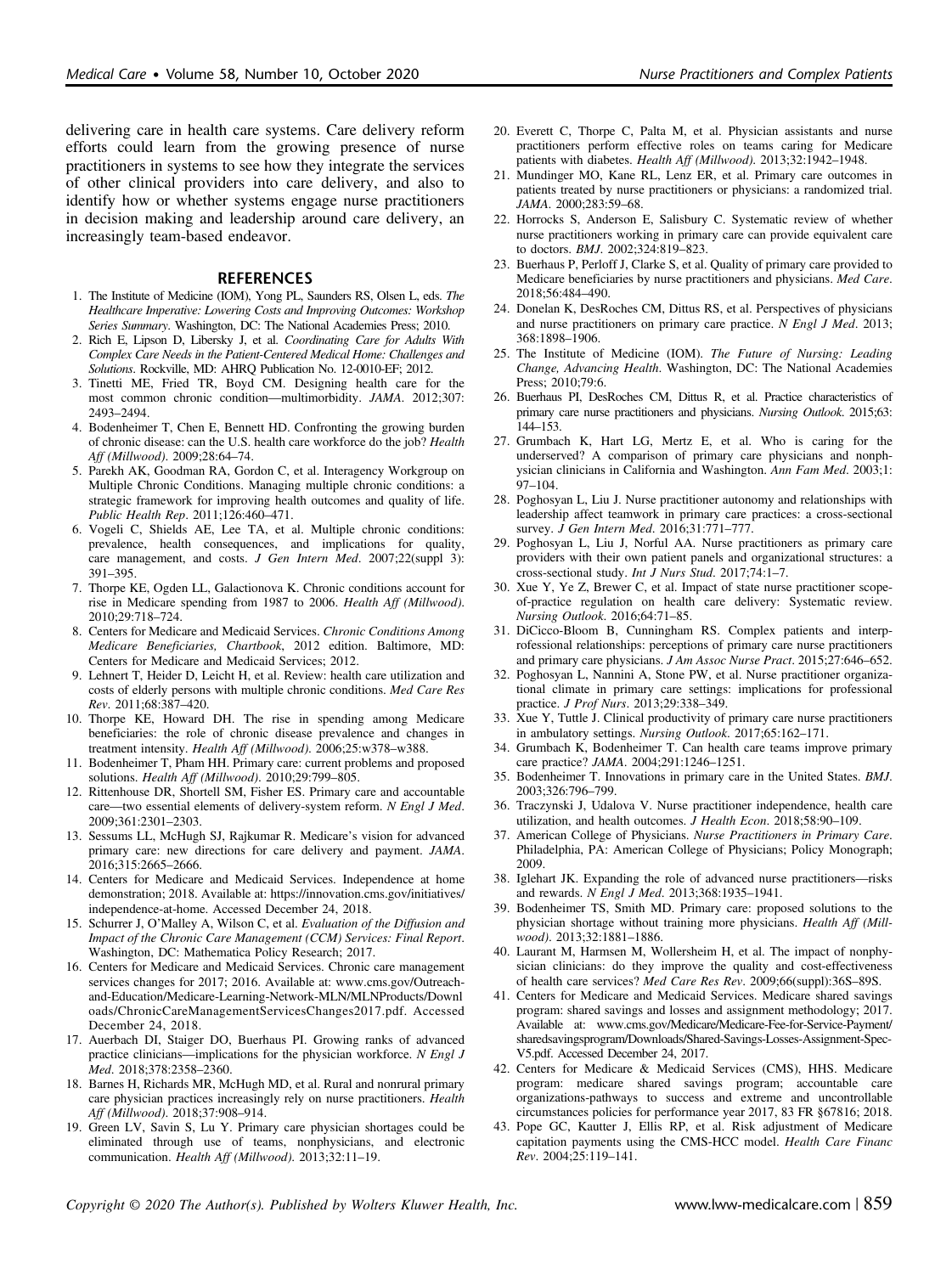delivering care in health care systems. Care delivery reform efforts could learn from the growing presence of nurse practitioners in systems to see how they integrate the services of other clinical providers into care delivery, and also to identify how or whether systems engage nurse practitioners in decision making and leadership around care delivery, an increasingly team-based endeavor.

## REFERENCES

1. The Institute of Medicine (IOM), Yong PL, Saunders RS, Olsen L, eds. *The Healthcare Imperative: Lowering Costs and Improving Outcomes: Workshop Series Summary*. Washington, DC: The National Academies Press; 2010.
2. Rich E, Lipson D, Libersky J, et al. *Coordinating Care for Adults With Complex Care Needs in the Patient-Centered Medical Home: Challenges and Solutions*. Rockville, MD: AHRQ Publication No. 12-0010-EF; 2012.
3. Tinetti ME, Fried TR, Boyd CM. Designing health care for the most common chronic condition—multimorbidity. *JAMA*. 2012;307: 2493–2494.
4. Bodenheimer T, Chen E, Bennett HD. Confronting the growing burden of chronic disease: can the U.S. health care workforce do the job? *Health Aff (Millwood)*. 2009;28:64–74.
5. Parekh AK, Goodman RA, Gordon C, et al. Interagency Workgroup on Multiple Chronic Conditions. Managing multiple chronic conditions: a strategic framework for improving health outcomes and quality of life. *Public Health Rep*. 2011;126:460–471.
6. Vogeli C, Shields AE, Lee TA, et al. Multiple chronic conditions: prevalence, health consequences, and implications for quality, care management, and costs. *J Gen Intern Med*. 2007;22(suppl 3): 391–395.
7. Thorpe KE, Ogden LL, Galactionova K. Chronic conditions account for rise in Medicare spending from 1987 to 2006. *Health Aff (Millwood)*. 2010;29:718–724.
8. Centers for Medicare and Medicaid Services. *Chronic Conditions Among Medicare Beneficiaries, Chartbook*, 2012 edition. Baltimore, MD: Centers for Medicare and Medicaid Services; 2012.
9. Lehnert T, Heider D, Leicht H, et al. Review: health care utilization and costs of elderly persons with multiple chronic conditions. *Med Care Res Rev*. 2011;68:387–420.
10. Thorpe KE, Howard DH. The rise in spending among Medicare beneficiaries: the role of chronic disease prevalence and changes in treatment intensity. *Health Aff (Millwood)*. 2006;25:w378–w388.
11. Bodenheimer T, Pham HH. Primary care: current problems and proposed solutions. *Health Aff (Millwood)*. 2010;29:799–805.
12. Rittenhouse DR, Shortell SM, Fisher ES. Primary care and accountable care—two essential elements of delivery-system reform. *N Engl J Med*. 2009;361:2301–2303.
13. Sessums LL, McHugh SJ, Rajkumar R. Medicare's vision for advanced primary care: new directions for care delivery and payment. *JAMA*. 2016;315:2665–2666.
14. Centers for Medicare and Medicaid Services. Independence at home demonstration; 2018. Available at: https://innovation.cms.gov/initiatives/independence-at-home. Accessed December 24, 2018.
15. Schurrer J, O'Malley A, Wilson C, et al. *Evaluation of the Diffusion and Impact of the Chronic Care Management (CCM) Services: Final Report*. Washington, DC: Mathematica Policy Research; 2017.
16. Centers for Medicare and Medicaid Services. Chronic care management services changes for 2017; 2016. Available at: www.cms.gov/Outreach-and-Education/Medicare-Learning-Network-MLN/MLNProducts/Downloads/ChronicCareManagementServicesChanges2017.pdf. Accessed December 24, 2018.
17. Auerbach DI, Staiger DO, Buerhaus PI. Growing ranks of advanced practice clinicians—implications for the physician workforce. *N Engl J Med*. 2018;378:2358–2360.
18. Barnes H, Richards MR, McHugh MD, et al. Rural and nonrural primary care physician practices increasingly rely on nurse practitioners. *Health Aff (Millwood)*. 2018;37:908–914.
19. Green LV, Savin S, Lu Y. Primary care physician shortages could be eliminated through use of teams, nonphysicians, and electronic communication. *Health Aff (Millwood)*. 2013;32:11–19.
20. Everett C, Thorpe C, Palta M, et al. Physician assistants and nurse practitioners perform effective roles on teams caring for Medicare patients with diabetes. *Health Aff (Millwood)*. 2013;32:1942–1948.
21. Mundinger MO, Kane RL, Lenz ER, et al. Primary care outcomes in patients treated by nurse practitioners or physicians: a randomized trial. *JAMA*. 2000;283:59–68.
22. Horrocks S, Anderson E, Salisbury C. Systematic review of whether nurse practitioners working in primary care can provide equivalent care to doctors. *BMJ*. 2002;324:819–823.
23. Buerhaus P, Perloff J, Clarke S, et al. Quality of primary care provided to Medicare beneficiaries by nurse practitioners and physicians. *Med Care*. 2018;56:484–490.
24. Donelan K, DesRoches CM, Dittus RS, et al. Perspectives of physicians and nurse practitioners on primary care practice. *N Engl J Med*. 2013; 368:1898–1906.
25. The Institute of Medicine (IOM). *The Future of Nursing: Leading Change, Advancing Health*. Washington, DC: The National Academies Press; 2010;79:6.
26. Buerhaus PI, DesRoches CM, Dittus R, et al. Practice characteristics of primary care nurse practitioners and physicians. *Nursing Outlook*. 2015;63: 144–153.
27. Grumbach K, Hart LG, Mertz E, et al. Who is caring for the underserved? A comparison of primary care physicians and nonphysician clinicians in California and Washington. *Ann Fam Med*. 2003;1: 97–104.
28. Poghosyan L, Liu J. Nurse practitioner autonomy and relationships with leadership affect teamwork in primary care practices: a cross-sectional survey. *J Gen Intern Med*. 2016;31:771–777.
29. Poghosyan L, Liu J, Norful AA. Nurse practitioners as primary care providers with their own patient panels and organizational structures: a cross-sectional study. *Int J Nurs Stud*. 2017;74:1–7.
30. Xue Y, Ye Z, Brewer C, et al. Impact of state nurse practitioner scope-of-practice regulation on health care delivery: Systematic review. *Nursing Outlook*. 2016;64:71–85.
31. DiCicco-Bloom B, Cunningham RS. Complex patients and interprofessional relationships: perceptions of primary care nurse practitioners and primary care physicians. *J Am Assoc Nurse Pract*. 2015;27:646–652.
32. Poghosyan L, Nannini A, Stone PW, et al. Nurse practitioner organizational climate in primary care settings: implications for professional practice. *J Prof Nurs*. 2013;29:338–349.
33. Xue Y, Tuttle J. Clinical productivity of primary care nurse practitioners in ambulatory settings. *Nursing Outlook*. 2017;65:162–171.
34. Grumbach K, Bodenheimer T. Can health care teams improve primary care practice? *JAMA*. 2004;291:1246–1251.
35. Bodenheimer T. Innovations in primary care in the United States. *BMJ*. 2003;326:796–799.
36. Traczynski J, Udalova V. Nurse practitioner independence, health care utilization, and health outcomes. *J Health Econ*. 2018;58:90–109.
37. American College of Physicians. *Nurse Practitioners in Primary Care*. Philadelphia, PA: American College of Physicians; Policy Monograph; 2009.
38. Iglehart JK. Expanding the role of advanced nurse practitioners—risks and rewards. *N Engl J Med*. 2013;368:1935–1941.
39. Bodenheimer TS, Smith MD. Primary care: proposed solutions to the physician shortage without training more physicians. *Health Aff (Millwood)*. 2013;32:1881–1886.
40. Laurant M, Harmsen M, Wollersheim H, et al. The impact of nonphysician clinicians: do they improve the quality and cost-effectiveness of health care services? *Med Care Res Rev*. 2009;66(suppl):36S–89S.
41. Centers for Medicare and Medicaid Services. Medicare shared savings program: shared savings and losses and assignment methodology; 2017. Available at: www.cms.gov/Medicare/Medicare-Fee-for-Service-Payment/sharedsavingsprogram/Downloads/Shared-Savings-Losses-Assignment-Spec-V5.pdf. Accessed December 24, 2017.
42. Centers for Medicare & Medicaid Services (CMS), HHS. Medicare program: medicare shared savings program; accountable care organizations-pathways to success and extreme and uncontrollable circumstances policies for performance year 2017, 83 FR §67816; 2018.
43. Pope GC, Kautter J, Ellis RP, et al. Risk adjustment of Medicare capitation payments using the CMS-HCC model. *Health Care Financ Rev*. 2004;25:119–141.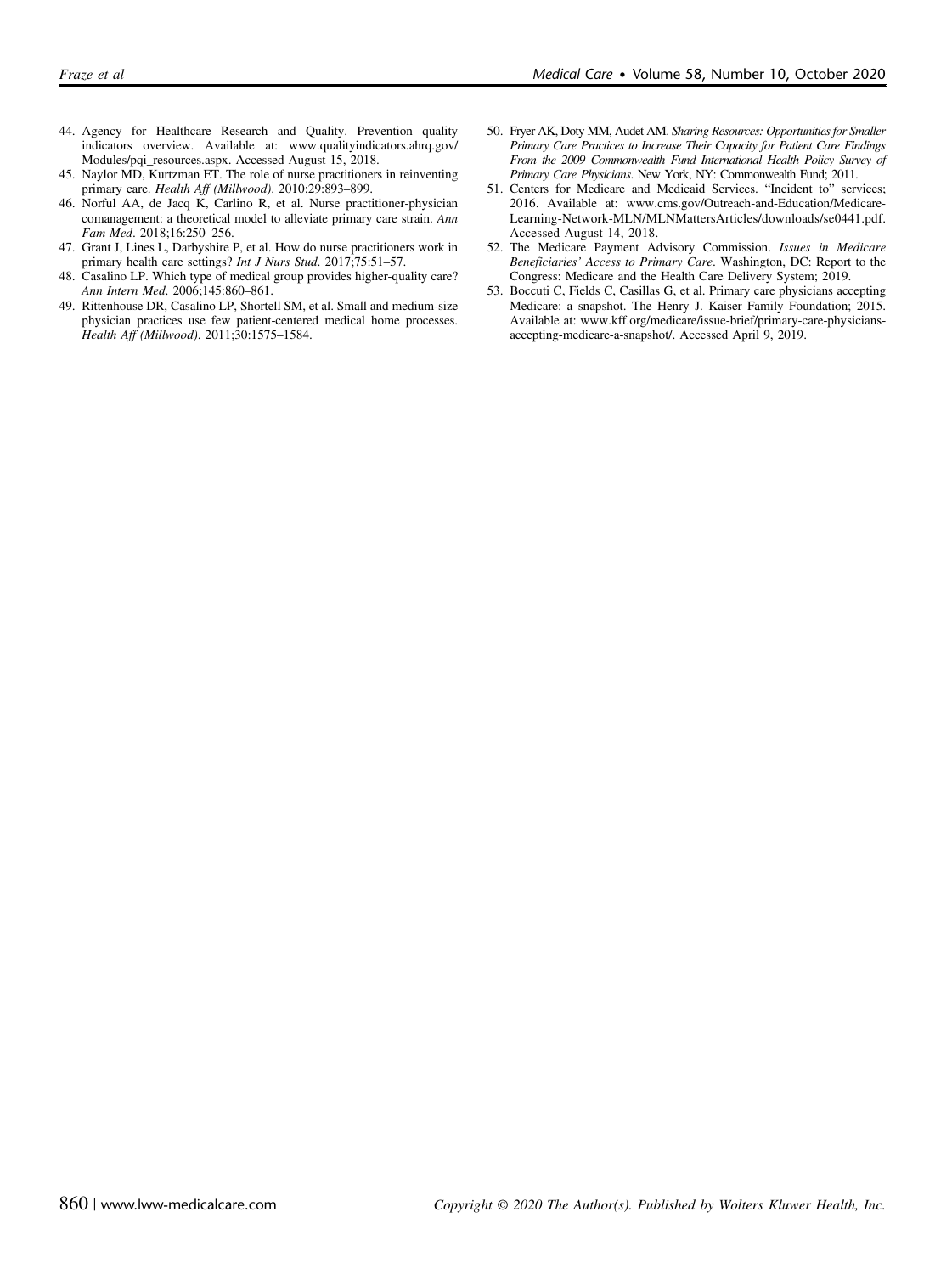44. Agency for Healthcare Research and Quality. Prevention quality indicators overview. Available at: www.qualityindicators.ahrq.gov/Modules/pqi_resources.aspx. Accessed August 15, 2018.
45. Naylor MD, Kurtzman ET. The role of nurse practitioners in reinventing primary care. *Health Aff (Millwood)*. 2010;29:893–899.
46. Norful AA, de Jacq K, Carlino R, et al. Nurse practitioner-physician comanagement: a theoretical model to alleviate primary care strain. *Ann Fam Med*. 2018;16:250–256.
47. Grant J, Lines L, Darbyshire P, et al. How do nurse practitioners work in primary health care settings? *Int J Nurs Stud*. 2017;75:51–57.
48. Casalino LP. Which type of medical group provides higher-quality care? *Ann Intern Med*. 2006;145:860–861.
49. Rittenhouse DR, Casalino LP, Shortell SM, et al. Small and medium-size physician practices use few patient-centered medical home processes. *Health Aff (Millwood)*. 2011;30:1575–1584.
50. Fryer AK, Doty MM, Audet AM. *Sharing Resources: Opportunities for Smaller Primary Care Practices to Increase Their Capacity for Patient Care Findings From the 2009 Commonwealth Fund International Health Policy Survey of Primary Care Physicians*. New York, NY: Commonwealth Fund; 2011.
51. Centers for Medicare and Medicaid Services. "Incident to" services; 2016. Available at: www.cms.gov/Outreach-and-Education/Medicare-Learning-Network-MLN/MLNMattersArticles/downloads/se0441.pdf. Accessed August 14, 2018.
52. The Medicare Payment Advisory Commission. *Issues in Medicare Beneficiaries' Access to Primary Care*. Washington, DC: Report to the Congress: Medicare and the Health Care Delivery System; 2019.
53. Boccuti C, Fields C, Casillas G, et al. Primary care physicians accepting Medicare: a snapshot. The Henry J. Kaiser Family Foundation; 2015. Available at: www.kff.org/medicare/issue-brief/primary-care-physicians-accepting-medicare-a-snapshot/. Accessed April 9, 2019.